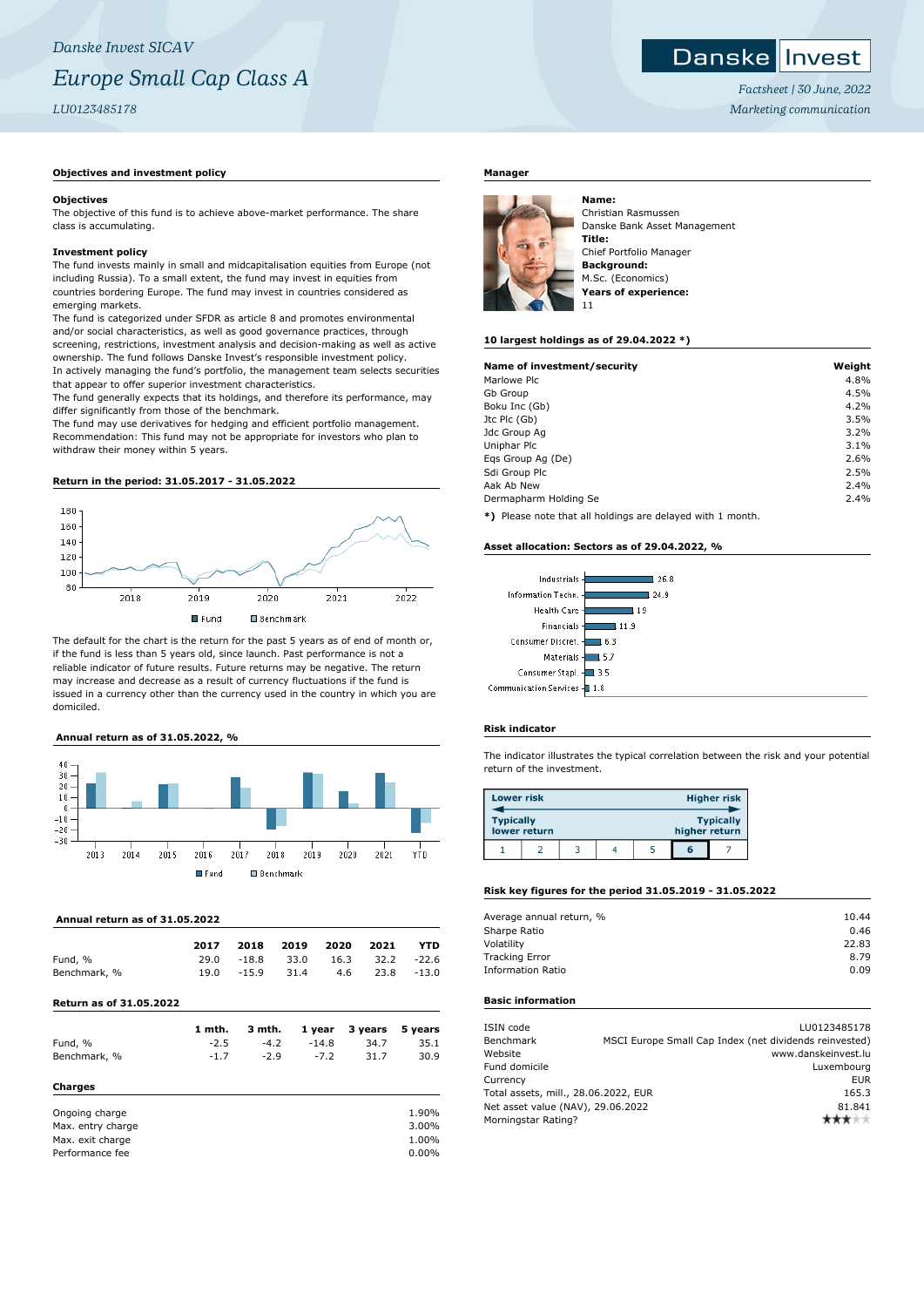*Danske Invest SICAV*

# *Europe Small Cap Class A*

*LU0123485178*

*Factsheet | 30 June, 2022*

*Marketing communication*

## Objectives and investment policy

### Objectives

The objective of this fund is to achieve above-market performance. The share class is accumulating.

### Investment policy

The fund invests mainly in small and midcapitalisation equities from Europe (not including Russia). To a small extent, the fund may invest in equities from countries bordering Europe. The fund may invest in countries considered as emerging markets.
The fund is categorized under SFDR as article 8 and promotes environmental and/or social characteristics, as well as good governance practices, through screening, restrictions, investment analysis and decision-making as well as active ownership. The fund follows Danske Invest's responsible investment policy.
In actively managing the fund's portfolio, the management team selects securities that appear to offer superior investment characteristics.
The fund generally expects that its holdings, and therefore its performance, may differ significantly from those of the benchmark.
The fund may use derivatives for hedging and efficient portfolio management.
Recommendation: This fund may not be appropriate for investors who plan to withdraw their money within 5 years.

## Return in the period: 31.05.2017 - 31.05.2022

The default for the chart is the return for the past 5 years as of end of month or, if the fund is less than 5 years old, since launch. Past performance is not a reliable indicator of future results. Future returns may be negative. The return may increase and decrease as a result of currency fluctuations if the fund is issued in a currency other than the currency used in the country in which you are domiciled.

## Annual return as of 31.05.2022, %

## Annual return as of 31.05.2022

| | 2017 | 2018 | 2019 | 2020 | 2021 | YTD |
|---|---|---|---|---|---|---|
| Fund, % | 29.0 | -18.8 | 33.0 | 16.3 | 32.2 | -22.6 |
| Benchmark, % | 19.0 | -15.9 | 31.4 | 4.6 | 23.8 | -13.0 |

## Return as of 31.05.2022

| | 1 mth. | 3 mth. | 1 year | 3 years | 5 years |
|---|---|---|---|---|---|
| Fund, % | -2.5 | -4.2 | -14.8 | 34.7 | 35.1 |
| Benchmark, % | -1.7 | -2.9 | -7.2 | 31.7 | 30.9 |

## Charges

| | |
|---|---|
| Ongoing charge | 1.90% |
| Max. entry charge | 3.00% |
| Max. exit charge | 1.00% |
| Performance fee | 0.00% |

## Manager

**Name:**
Christian Rasmussen
Danske Bank Asset Management
**Title:**
Chief Portfolio Manager
**Background:**
M.Sc. (Economics)
**Years of experience:**
11

## 10 largest holdings as of 29.04.2022 *)

| Name of investment/security | Weight |
|---|---|
| Marlowe Plc | 4.8% |
| Gb Group | 4.5% |
| Boku Inc (Gb) | 4.2% |
| Jtc Plc (Gb) | 3.5% |
| Jdc Group Ag | 3.2% |
| Uniphar Plc | 3.1% |
| Eqs Group Ag (De) | 2.6% |
| Sdi Group Plc | 2.5% |
| Aak Ab New | 2.4% |
| Dermapharm Holding Se | 2.4% |

**\*)** Please note that all holdings are delayed with 1 month.

## Asset allocation: Sectors as of 29.04.2022, %

| Sector | % |
|---|---|
| Industrials | 26.8 |
| Information Techn. | 24.9 |
| Health Care | 19 |
| Financials | 11.9 |
| Consumer Discret. | 6.3 |
| Materials | 5.7 |
| Consumer Stapl. | 3.5 |
| Communication Services | 1.8 |

## Risk indicator

The indicator illustrates the typical correlation between the risk and your potential return of the investment.

Lower risk — Higher risk
Typically lower return — Typically higher return

| 1 | 2 | 3 | 4 | 5 | **6** | 7 |
|---|---|---|---|---|---|---|

## Risk key figures for the period 31.05.2019 - 31.05.2022

| | |
|---|---|
| Average annual return, % | 10.44 |
| Sharpe Ratio | 0.46 |
| Volatility | 22.83 |
| Tracking Error | 8.79 |
| Information Ratio | 0.09 |

## Basic information

| | |
|---|---|
| ISIN code | LU0123485178 |
| Benchmark | MSCI Europe Small Cap Index (net dividends reinvested) |
| Website | www.danskeinvest.lu |
| Fund domicile | Luxembourg |
| Currency | EUR |
| Total assets, mill., 28.06.2022, EUR | 165.3 |
| Net asset value (NAV), 29.06.2022 | 81.841 |
| Morningstar Rating? | ★★★☆☆ |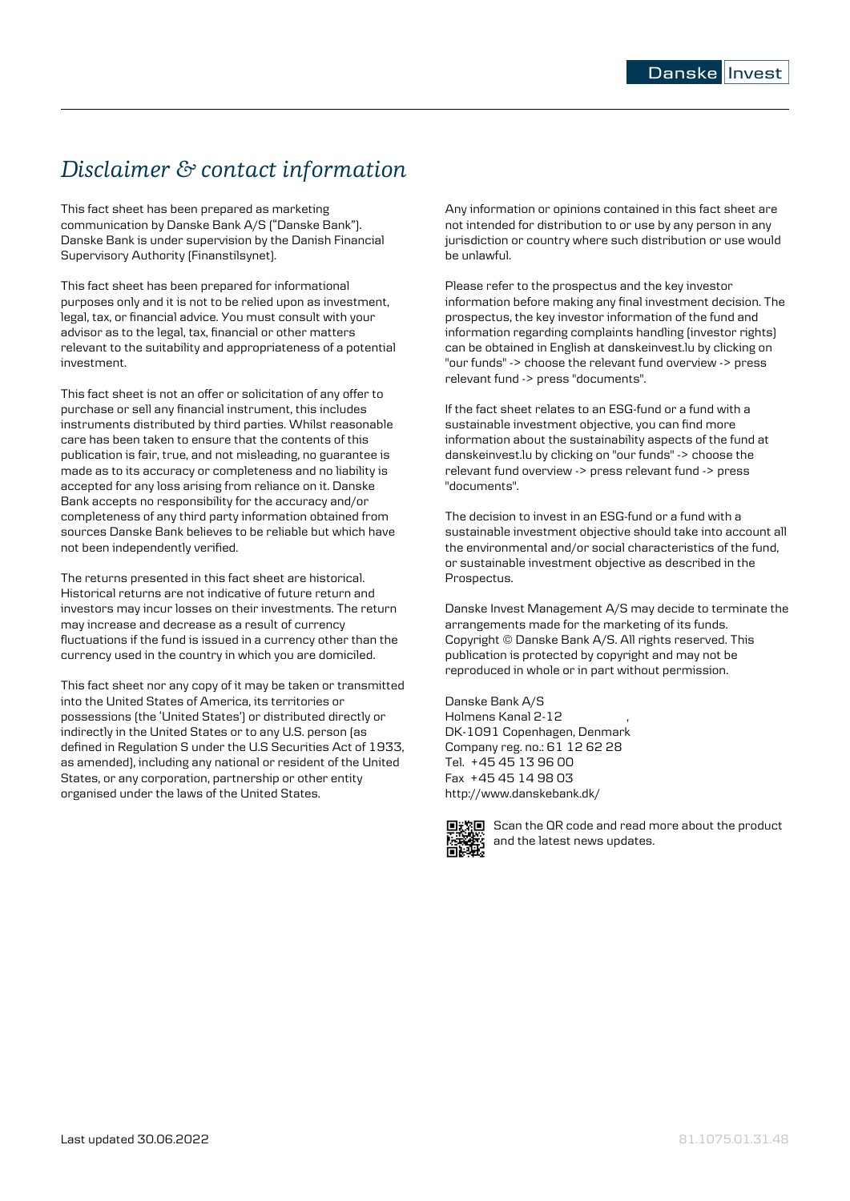# *Disclaimer & contact information*

This fact sheet has been prepared as marketing communication by Danske Bank A/S ("Danske Bank"). Danske Bank is under supervision by the Danish Financial Supervisory Authority (Finanstilsynet).

This fact sheet has been prepared for informational purposes only and it is not to be relied upon as investment, legal, tax, or financial advice. You must consult with your advisor as to the legal, tax, financial or other matters relevant to the suitability and appropriateness of a potential investment.

This fact sheet is not an offer or solicitation of any offer to purchase or sell any financial instrument, this includes instruments distributed by third parties. Whilst reasonable care has been taken to ensure that the contents of this publication is fair, true, and not misleading, no guarantee is made as to its accuracy or completeness and no liability is accepted for any loss arising from reliance on it. Danske Bank accepts no responsibility for the accuracy and/or completeness of any third party information obtained from sources Danske Bank believes to be reliable but which have not been independently verified.

The returns presented in this fact sheet are historical. Historical returns are not indicative of future return and investors may incur losses on their investments. The return may increase and decrease as a result of currency fluctuations if the fund is issued in a currency other than the currency used in the country in which you are domiciled.

This fact sheet nor any copy of it may be taken or transmitted into the United States of America, its territories or possessions (the 'United States') or distributed directly or indirectly in the United States or to any U.S. person (as defined in Regulation S under the U.S Securities Act of 1933, as amended), including any national or resident of the United States, or any corporation, partnership or other entity organised under the laws of the United States.

Any information or opinions contained in this fact sheet are not intended for distribution to or use by any person in any jurisdiction or country where such distribution or use would be unlawful.

Please refer to the prospectus and the key investor information before making any final investment decision. The prospectus, the key investor information of the fund and information regarding complaints handling (investor rights) can be obtained in English at danskeinvest.lu by clicking on "our funds" -> choose the relevant fund overview -> press relevant fund -> press "documents".

If the fact sheet relates to an ESG-fund or a fund with a sustainable investment objective, you can find more information about the sustainability aspects of the fund at danskeinvest.lu by clicking on "our funds" -> choose the relevant fund overview -> press relevant fund -> press "documents".

The decision to invest in an ESG-fund or a fund with a sustainable investment objective should take into account all the environmental and/or social characteristics of the fund, or sustainable investment objective as described in the Prospectus.

Danske Invest Management A/S may decide to terminate the arrangements made for the marketing of its funds. Copyright © Danske Bank A/S. All rights reserved. This publication is protected by copyright and may not be reproduced in whole or in part without permission.

Danske Bank A/S
Holmens Kanal 2-12
DK-1091 Copenhagen, Denmark
Company reg. no.: 61 12 62 28
Tel. +45 45 13 96 00
Fax +45 45 14 98 03
http://www.danskebank.dk/

Scan the QR code and read more about the product and the latest news updates.

Last updated 30.06.2022

81.1075.01.31.48